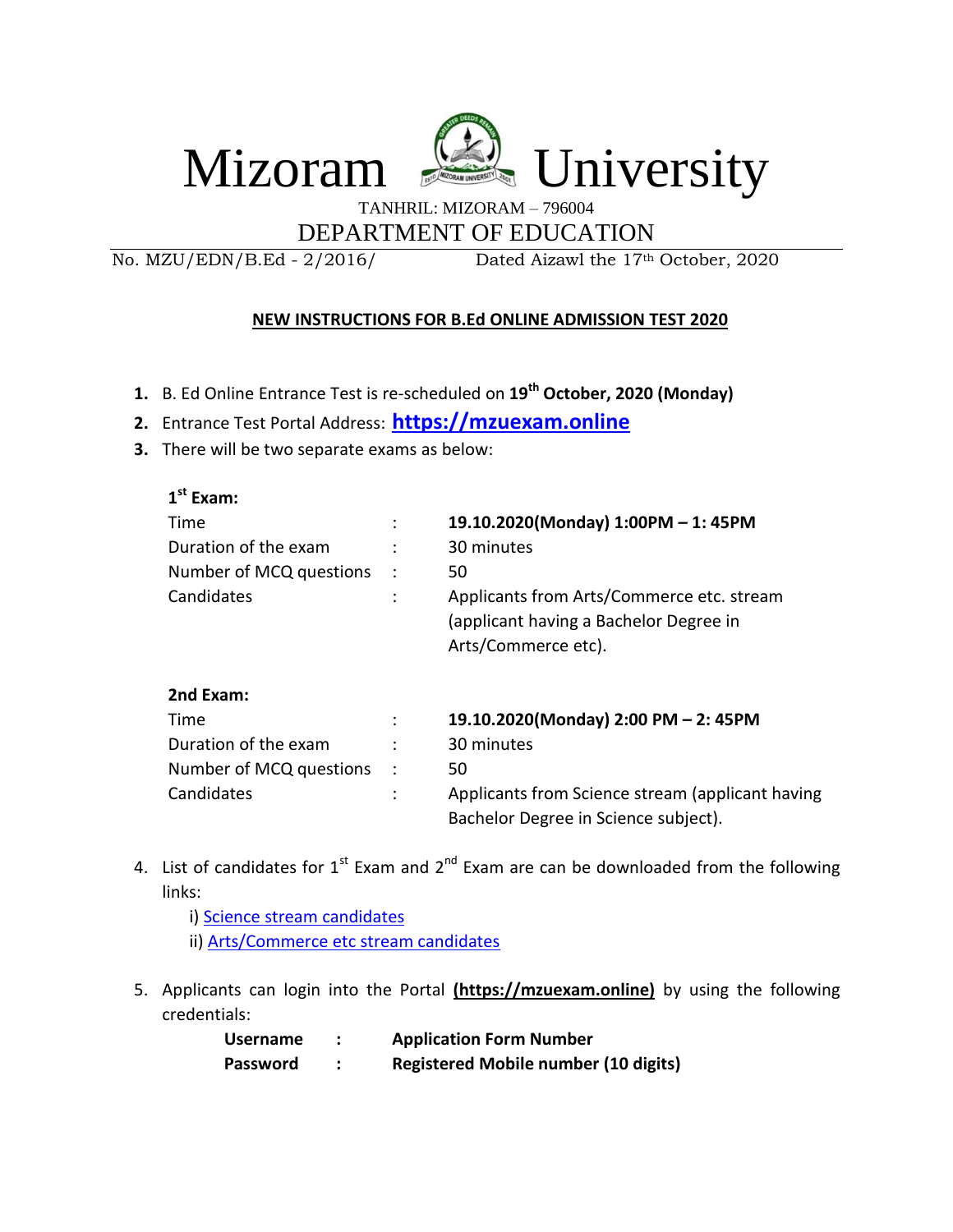# Mizoram University

TANHRIL: MIZORAM – 796004

## DEPARTMENT OF EDUCATION

No. MZU/EDN/B.Ed - 2/2016/ Dated Aizawl the 17th October, 2020

### NEW INSTRUCTIONS FOR B.Ed ONLINE ADMISSION TEST 2020

1. B. Ed Online Entrance Test is re-scheduled on **19th October, 2020 (Monday)**
2. Entrance Test Portal Address: **https://mzuexam.online**
3. There will be two separate exams as below:

**1st Exam:**

| | | |
|---|---|---|
| Time | : | **19.10.2020(Monday) 1:00PM – 1: 45PM** |
| Duration of the exam | : | 30 minutes |
| Number of MCQ questions | : | 50 |
| Candidates | : | Applicants from Arts/Commerce etc. stream (applicant having a Bachelor Degree in Arts/Commerce etc). |

**2nd Exam:**

| | | |
|---|---|---|
| Time | : | **19.10.2020(Monday) 2:00 PM – 2: 45PM** |
| Duration of the exam | : | 30 minutes |
| Number of MCQ questions | : | 50 |
| Candidates | : | Applicants from Science stream (applicant having Bachelor Degree in Science subject). |

4. List of candidates for 1st Exam and 2nd Exam are can be downloaded from the following links:
   i) Science stream candidates
   ii) Arts/Commerce etc stream candidates

5. Applicants can login into the Portal **(https://mzuexam.online)** by using the following credentials:

| | | |
|---|---|---|
| **Username** | **:** | **Application Form Number** |
| **Password** | **:** | **Registered Mobile number (10 digits)** |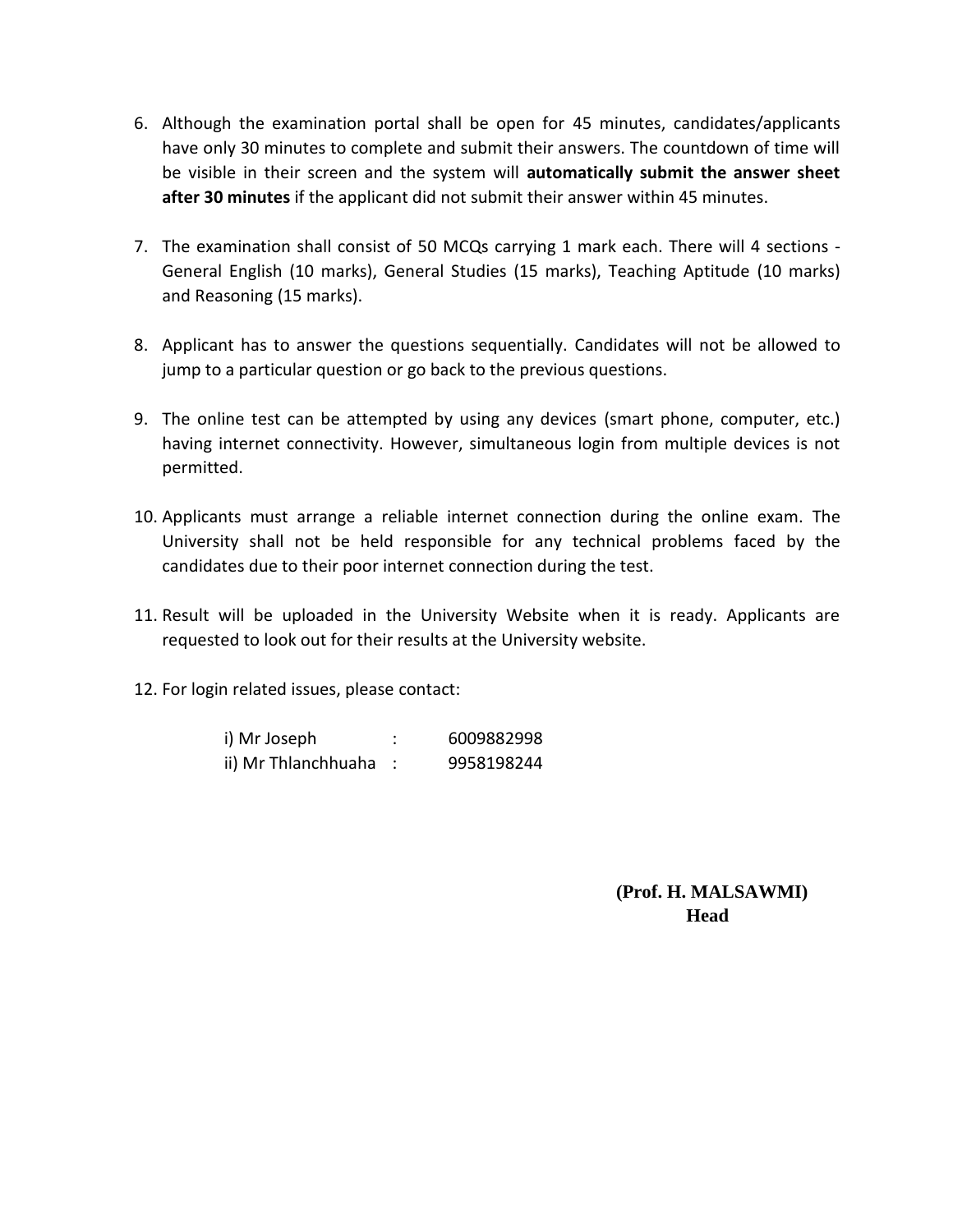6. Although the examination portal shall be open for 45 minutes, candidates/applicants have only 30 minutes to complete and submit their answers. The countdown of time will be visible in their screen and the system will **automatically submit the answer sheet after 30 minutes** if the applicant did not submit their answer within 45 minutes.

7. The examination shall consist of 50 MCQs carrying 1 mark each. There will 4 sections - General English (10 marks), General Studies (15 marks), Teaching Aptitude (10 marks) and Reasoning (15 marks).

8. Applicant has to answer the questions sequentially. Candidates will not be allowed to jump to a particular question or go back to the previous questions.

9. The online test can be attempted by using any devices (smart phone, computer, etc.) having internet connectivity. However, simultaneous login from multiple devices is not permitted.

10. Applicants must arrange a reliable internet connection during the online exam. The University shall not be held responsible for any technical problems faced by the candidates due to their poor internet connection during the test.

11. Result will be uploaded in the University Website when it is ready. Applicants are requested to look out for their results at the University website.

12. For login related issues, please contact:

| | | |
|---|---|---|
| i) Mr Joseph | : | 6009882998 |
| ii) Mr Thlanchhuaha | : | 9958198244 |

**(Prof. H. MALSAWMI)**
**Head**